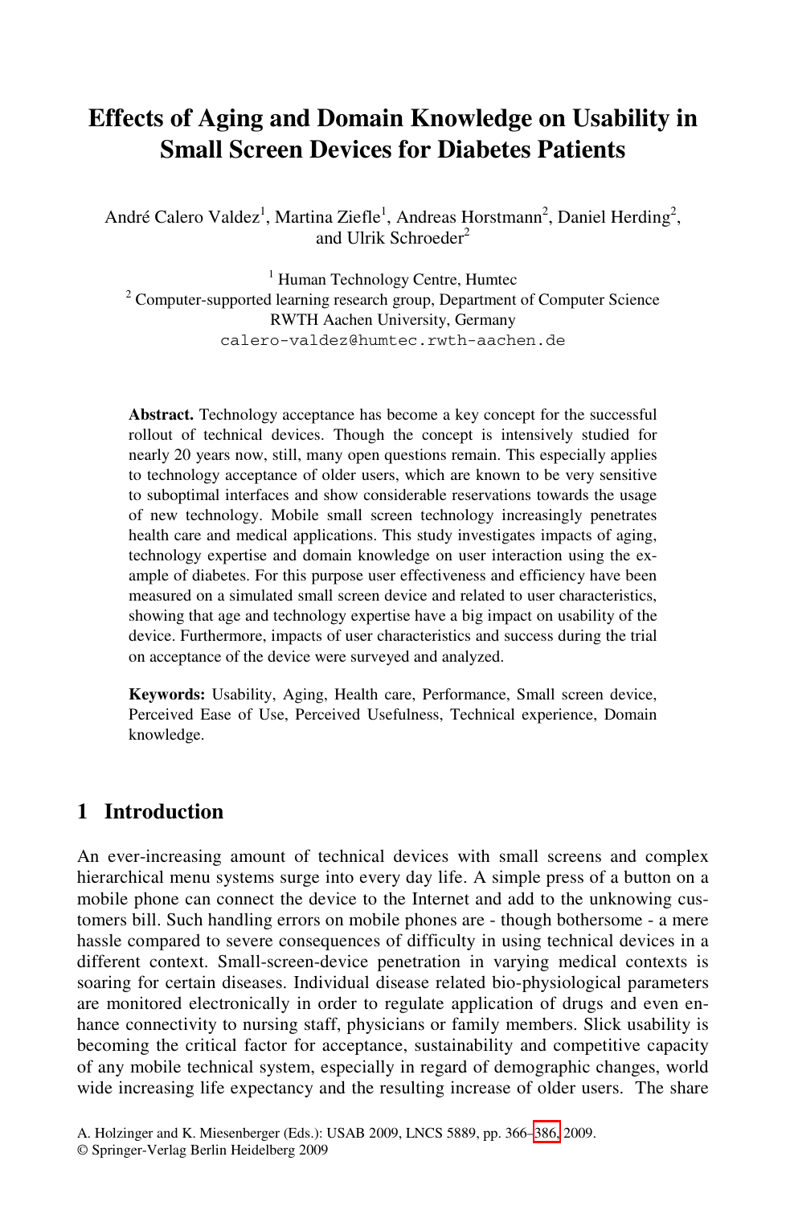# Effects of Aging and Domain Knowledge on Usability in Small Screen Devices for Diabetes Patients

André Calero Valdez[1], Martina Ziefle[1], Andreas Horstmann[2], Daniel Herding[2], and Ulrik Schroeder[2]

[1] Human Technology Centre, Humtec
[2] Computer-supported learning research group, Department of Computer Science
RWTH Aachen University, Germany
calero-valdez@humtec.rwth-aachen.de

**Abstract.** Technology acceptance has become a key concept for the successful rollout of technical devices. Though the concept is intensively studied for nearly 20 years now, still, many open questions remain. This especially applies to technology acceptance of older users, which are known to be very sensitive to suboptimal interfaces and show considerable reservations towards the usage of new technology. Mobile small screen technology increasingly penetrates health care and medical applications. This study investigates impacts of aging, technology expertise and domain knowledge on user interaction using the example of diabetes. For this purpose user effectiveness and efficiency have been measured on a simulated small screen device and related to user characteristics, showing that age and technology expertise have a big impact on usability of the device. Furthermore, impacts of user characteristics and success during the trial on acceptance of the device were surveyed and analyzed.

**Keywords:** Usability, Aging, Health care, Performance, Small screen device, Perceived Ease of Use, Perceived Usefulness, Technical experience, Domain knowledge.

## 1 Introduction

An ever-increasing amount of technical devices with small screens and complex hierarchical menu systems surge into every day life. A simple press of a button on a mobile phone can connect the device to the Internet and add to the unknowing customers bill. Such handling errors on mobile phones are - though bothersome - a mere hassle compared to severe consequences of difficulty in using technical devices in a different context. Small-screen-device penetration in varying medical contexts is soaring for certain diseases. Individual disease related bio-physiological parameters are monitored electronically in order to regulate application of drugs and even enhance connectivity to nursing staff, physicians or family members. Slick usability is becoming the critical factor for acceptance, sustainability and competitive capacity of any mobile technical system, especially in regard of demographic changes, world wide increasing life expectancy and the resulting increase of older users. The share

A. Holzinger and K. Miesenberger (Eds.): USAB 2009, LNCS 5889, pp. 366–386, 2009.
© Springer-Verlag Berlin Heidelberg 2009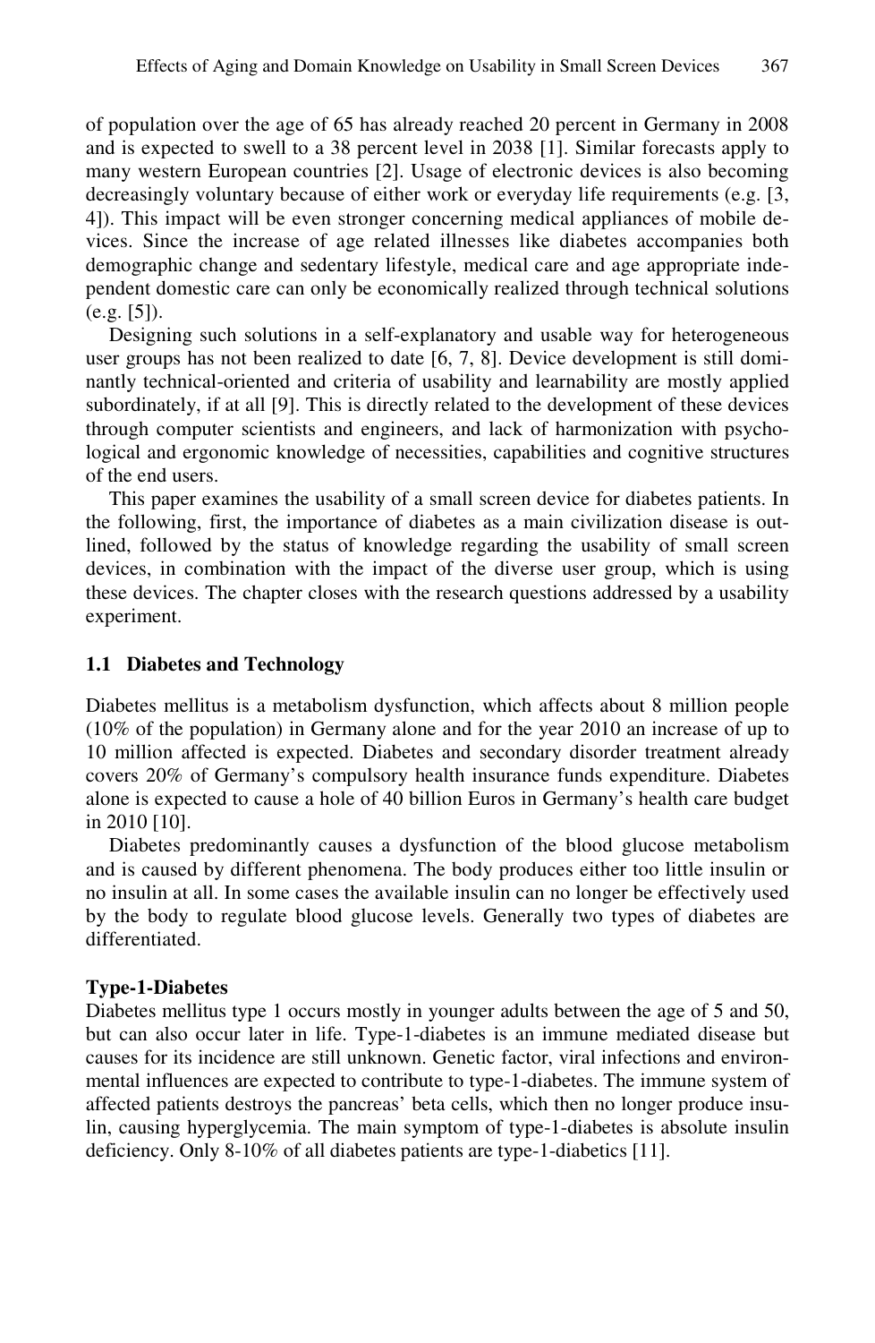of population over the age of 65 has already reached 20 percent in Germany in 2008 and is expected to swell to a 38 percent level in 2038 [1]. Similar forecasts apply to many western European countries [2]. Usage of electronic devices is also becoming decreasingly voluntary because of either work or everyday life requirements (e.g. [3, 4]). This impact will be even stronger concerning medical appliances of mobile devices. Since the increase of age related illnesses like diabetes accompanies both demographic change and sedentary lifestyle, medical care and age appropriate independent domestic care can only be economically realized through technical solutions (e.g. [5]).

Designing such solutions in a self-explanatory and usable way for heterogeneous user groups has not been realized to date [6, 7, 8]. Device development is still dominantly technical-oriented and criteria of usability and learnability are mostly applied subordinately, if at all [9]. This is directly related to the development of these devices through computer scientists and engineers, and lack of harmonization with psychological and ergonomic knowledge of necessities, capabilities and cognitive structures of the end users.

This paper examines the usability of a small screen device for diabetes patients. In the following, first, the importance of diabetes as a main civilization disease is outlined, followed by the status of knowledge regarding the usability of small screen devices, in combination with the impact of the diverse user group, which is using these devices. The chapter closes with the research questions addressed by a usability experiment.

### 1.1 Diabetes and Technology

Diabetes mellitus is a metabolism dysfunction, which affects about 8 million people (10% of the population) in Germany alone and for the year 2010 an increase of up to 10 million affected is expected. Diabetes and secondary disorder treatment already covers 20% of Germany's compulsory health insurance funds expenditure. Diabetes alone is expected to cause a hole of 40 billion Euros in Germany's health care budget in 2010 [10].

Diabetes predominantly causes a dysfunction of the blood glucose metabolism and is caused by different phenomena. The body produces either too little insulin or no insulin at all. In some cases the available insulin can no longer be effectively used by the body to regulate blood glucose levels. Generally two types of diabetes are differentiated.

**Type-1-Diabetes**

Diabetes mellitus type 1 occurs mostly in younger adults between the age of 5 and 50, but can also occur later in life. Type-1-diabetes is an immune mediated disease but causes for its incidence are still unknown. Genetic factor, viral infections and environmental influences are expected to contribute to type-1-diabetes. The immune system of affected patients destroys the pancreas' beta cells, which then no longer produce insulin, causing hyperglycemia. The main symptom of type-1-diabetes is absolute insulin deficiency. Only 8-10% of all diabetes patients are type-1-diabetics [11].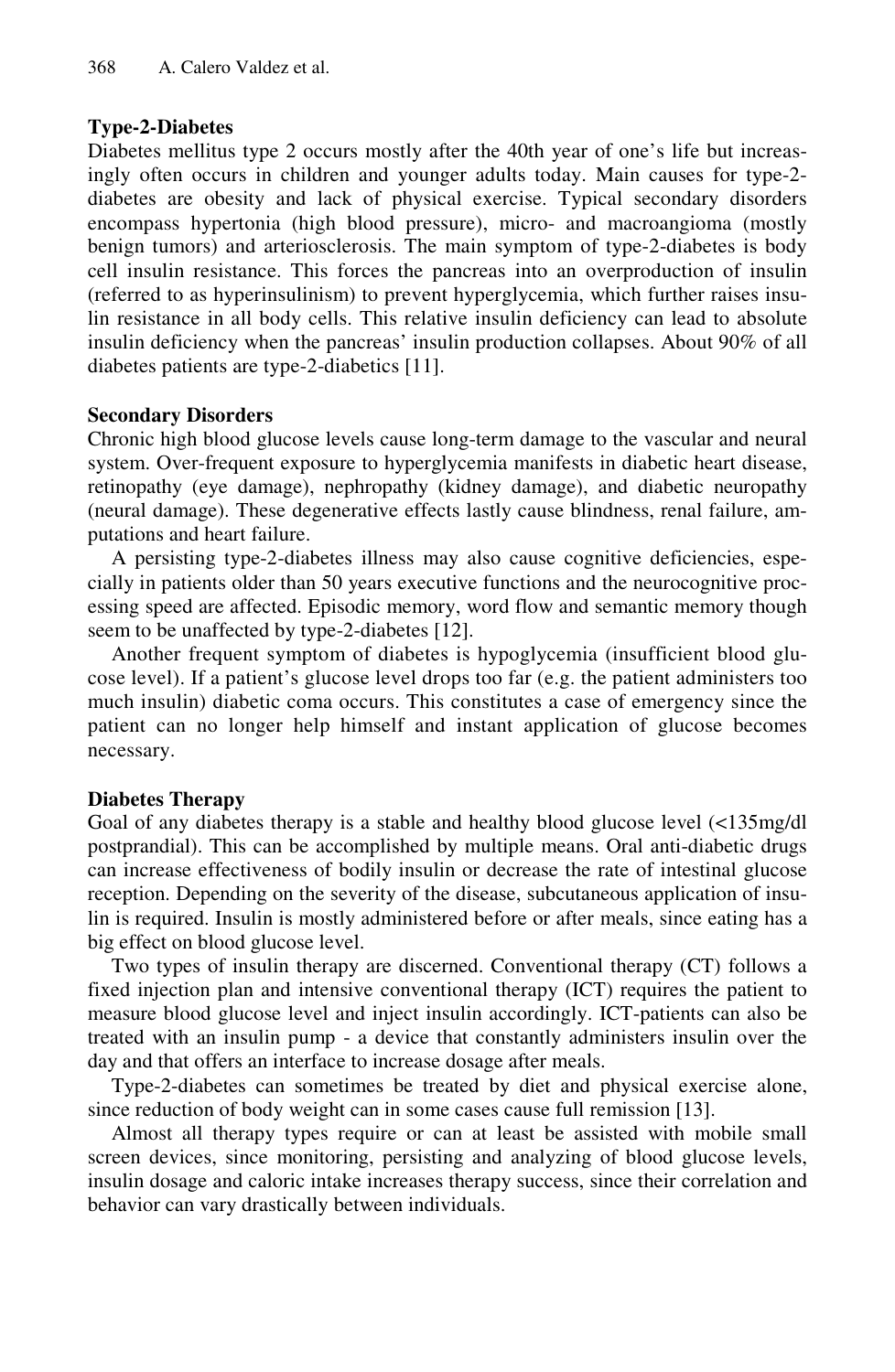### Type-2-Diabetes

Diabetes mellitus type 2 occurs mostly after the 40th year of one's life but increasingly often occurs in children and younger adults today. Main causes for type-2-diabetes are obesity and lack of physical exercise. Typical secondary disorders encompass hypertonia (high blood pressure), micro- and macroangioma (mostly benign tumors) and arteriosclerosis. The main symptom of type-2-diabetes is body cell insulin resistance. This forces the pancreas into an overproduction of insulin (referred to as hyperinsulinism) to prevent hyperglycemia, which further raises insulin resistance in all body cells. This relative insulin deficiency can lead to absolute insulin deficiency when the pancreas' insulin production collapses. About 90% of all diabetes patients are type-2-diabetics [11].

### Secondary Disorders

Chronic high blood glucose levels cause long-term damage to the vascular and neural system. Over-frequent exposure to hyperglycemia manifests in diabetic heart disease, retinopathy (eye damage), nephropathy (kidney damage), and diabetic neuropathy (neural damage). These degenerative effects lastly cause blindness, renal failure, amputations and heart failure.

A persisting type-2-diabetes illness may also cause cognitive deficiencies, especially in patients older than 50 years executive functions and the neurocognitive processing speed are affected. Episodic memory, word flow and semantic memory though seem to be unaffected by type-2-diabetes [12].

Another frequent symptom of diabetes is hypoglycemia (insufficient blood glucose level). If a patient's glucose level drops too far (e.g. the patient administers too much insulin) diabetic coma occurs. This constitutes a case of emergency since the patient can no longer help himself and instant application of glucose becomes necessary.

### Diabetes Therapy

Goal of any diabetes therapy is a stable and healthy blood glucose level (<135mg/dl postprandial). This can be accomplished by multiple means. Oral anti-diabetic drugs can increase effectiveness of bodily insulin or decrease the rate of intestinal glucose reception. Depending on the severity of the disease, subcutaneous application of insulin is required. Insulin is mostly administered before or after meals, since eating has a big effect on blood glucose level.

Two types of insulin therapy are discerned. Conventional therapy (CT) follows a fixed injection plan and intensive conventional therapy (ICT) requires the patient to measure blood glucose level and inject insulin accordingly. ICT-patients can also be treated with an insulin pump - a device that constantly administers insulin over the day and that offers an interface to increase dosage after meals.

Type-2-diabetes can sometimes be treated by diet and physical exercise alone, since reduction of body weight can in some cases cause full remission [13].

Almost all therapy types require or can at least be assisted with mobile small screen devices, since monitoring, persisting and analyzing of blood glucose levels, insulin dosage and caloric intake increases therapy success, since their correlation and behavior can vary drastically between individuals.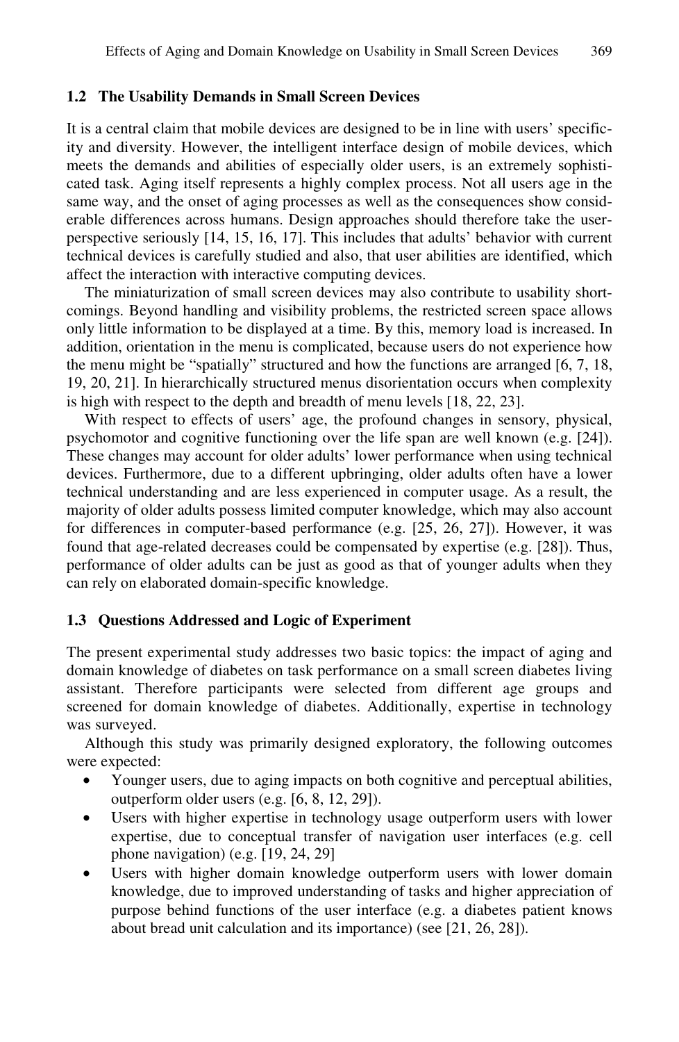### 1.2 The Usability Demands in Small Screen Devices

It is a central claim that mobile devices are designed to be in line with users' specificity and diversity. However, the intelligent interface design of mobile devices, which meets the demands and abilities of especially older users, is an extremely sophisticated task. Aging itself represents a highly complex process. Not all users age in the same way, and the onset of aging processes as well as the consequences show considerable differences across humans. Design approaches should therefore take the user-perspective seriously [14, 15, 16, 17]. This includes that adults' behavior with current technical devices is carefully studied and also, that user abilities are identified, which affect the interaction with interactive computing devices.

The miniaturization of small screen devices may also contribute to usability shortcomings. Beyond handling and visibility problems, the restricted screen space allows only little information to be displayed at a time. By this, memory load is increased. In addition, orientation in the menu is complicated, because users do not experience how the menu might be "spatially" structured and how the functions are arranged [6, 7, 18, 19, 20, 21]. In hierarchically structured menus disorientation occurs when complexity is high with respect to the depth and breadth of menu levels [18, 22, 23].

With respect to effects of users' age, the profound changes in sensory, physical, psychomotor and cognitive functioning over the life span are well known (e.g. [24]). These changes may account for older adults' lower performance when using technical devices. Furthermore, due to a different upbringing, older adults often have a lower technical understanding and are less experienced in computer usage. As a result, the majority of older adults possess limited computer knowledge, which may also account for differences in computer-based performance (e.g. [25, 26, 27]). However, it was found that age-related decreases could be compensated by expertise (e.g. [28]). Thus, performance of older adults can be just as good as that of younger adults when they can rely on elaborated domain-specific knowledge.

### 1.3 Questions Addressed and Logic of Experiment

The present experimental study addresses two basic topics: the impact of aging and domain knowledge of diabetes on task performance on a small screen diabetes living assistant. Therefore participants were selected from different age groups and screened for domain knowledge of diabetes. Additionally, expertise in technology was surveyed.

Although this study was primarily designed exploratory, the following outcomes were expected:

- Younger users, due to aging impacts on both cognitive and perceptual abilities, outperform older users (e.g. [6, 8, 12, 29]).
- Users with higher expertise in technology usage outperform users with lower expertise, due to conceptual transfer of navigation user interfaces (e.g. cell phone navigation) (e.g. [19, 24, 29]
- Users with higher domain knowledge outperform users with lower domain knowledge, due to improved understanding of tasks and higher appreciation of purpose behind functions of the user interface (e.g. a diabetes patient knows about bread unit calculation and its importance) (see [21, 26, 28]).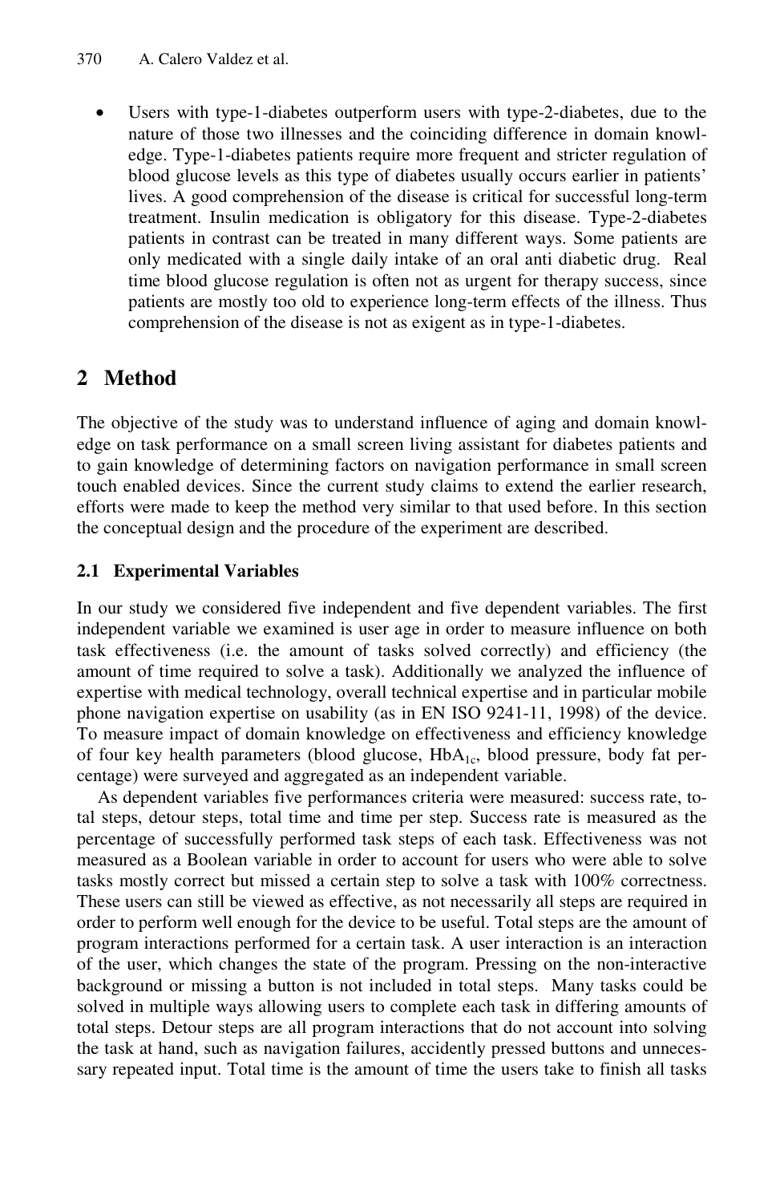- Users with type-1-diabetes outperform users with type-2-diabetes, due to the nature of those two illnesses and the coinciding difference in domain knowledge. Type-1-diabetes patients require more frequent and stricter regulation of blood glucose levels as this type of diabetes usually occurs earlier in patients' lives. A good comprehension of the disease is critical for successful long-term treatment. Insulin medication is obligatory for this disease. Type-2-diabetes patients in contrast can be treated in many different ways. Some patients are only medicated with a single daily intake of an oral anti diabetic drug. Real time blood glucose regulation is often not as urgent for therapy success, since patients are mostly too old to experience long-term effects of the illness. Thus comprehension of the disease is not as exigent as in type-1-diabetes.

## 2 Method

The objective of the study was to understand influence of aging and domain knowledge on task performance on a small screen living assistant for diabetes patients and to gain knowledge of determining factors on navigation performance in small screen touch enabled devices. Since the current study claims to extend the earlier research, efforts were made to keep the method very similar to that used before. In this section the conceptual design and the procedure of the experiment are described.

### 2.1 Experimental Variables

In our study we considered five independent and five dependent variables. The first independent variable we examined is user age in order to measure influence on both task effectiveness (i.e. the amount of tasks solved correctly) and efficiency (the amount of time required to solve a task). Additionally we analyzed the influence of expertise with medical technology, overall technical expertise and in particular mobile phone navigation expertise on usability (as in EN ISO 9241-11, 1998) of the device. To measure impact of domain knowledge on effectiveness and efficiency knowledge of four key health parameters (blood glucose, $HbA_{1c}$, blood pressure, body fat percentage) were surveyed and aggregated as an independent variable.

As dependent variables five performances criteria were measured: success rate, total steps, detour steps, total time and time per step. Success rate is measured as the percentage of successfully performed task steps of each task. Effectiveness was not measured as a Boolean variable in order to account for users who were able to solve tasks mostly correct but missed a certain step to solve a task with 100% correctness. These users can still be viewed as effective, as not necessarily all steps are required in order to perform well enough for the device to be useful. Total steps are the amount of program interactions performed for a certain task. A user interaction is an interaction of the user, which changes the state of the program. Pressing on the non-interactive background or missing a button is not included in total steps. Many tasks could be solved in multiple ways allowing users to complete each task in differing amounts of total steps. Detour steps are all program interactions that do not account into solving the task at hand, such as navigation failures, accidently pressed buttons and unnecessary repeated input. Total time is the amount of time the users take to finish all tasks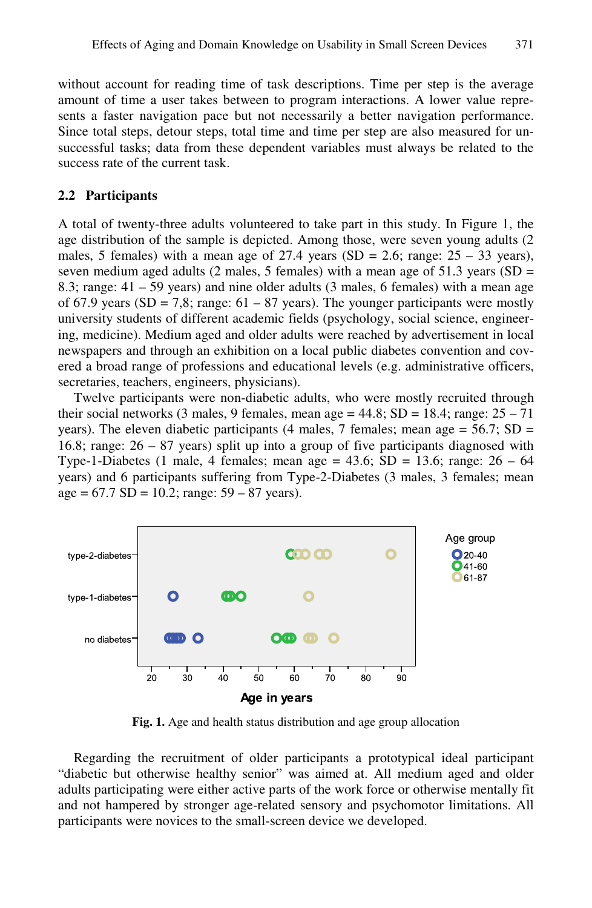without account for reading time of task descriptions. Time per step is the average amount of time a user takes between to program interactions. A lower value represents a faster navigation pace but not necessarily a better navigation performance. Since total steps, detour steps, total time and time per step are also measured for unsuccessful tasks; data from these dependent variables must always be related to the success rate of the current task.

### 2.2 Participants

A total of twenty-three adults volunteered to take part in this study. In Figure 1, the age distribution of the sample is depicted. Among those, were seven young adults (2 males, 5 females) with a mean age of 27.4 years (SD = 2.6; range: 25 – 33 years), seven medium aged adults (2 males, 5 females) with a mean age of 51.3 years (SD = 8.3; range: 41 – 59 years) and nine older adults (3 males, 6 females) with a mean age of 67.9 years (SD = 7,8; range: 61 – 87 years). The younger participants were mostly university students of different academic fields (psychology, social science, engineering, medicine). Medium aged and older adults were reached by advertisement in local newspapers and through an exhibition on a local public diabetes convention and covered a broad range of professions and educational levels (e.g. administrative officers, secretaries, teachers, engineers, physicians).

Twelve participants were non-diabetic adults, who were mostly recruited through their social networks (3 males, 9 females, mean age = 44.8; SD = 18.4; range: 25 – 71 years). The eleven diabetic participants (4 males, 7 females; mean age = 56.7; SD = 16.8; range: 26 – 87 years) split up into a group of five participants diagnosed with Type-1-Diabetes (1 male, 4 females; mean age = 43.6; SD = 13.6; range: 26 – 64 years) and 6 participants suffering from Type-2-Diabetes (3 males, 3 females; mean age = 67.7 SD = 10.2; range: 59 – 87 years).

**Fig. 1.** Age and health status distribution and age group allocation

Regarding the recruitment of older participants a prototypical ideal participant “diabetic but otherwise healthy senior” was aimed at. All medium aged and older adults participating were either active parts of the work force or otherwise mentally fit and not hampered by stronger age-related sensory and psychomotor limitations. All participants were novices to the small-screen device we developed.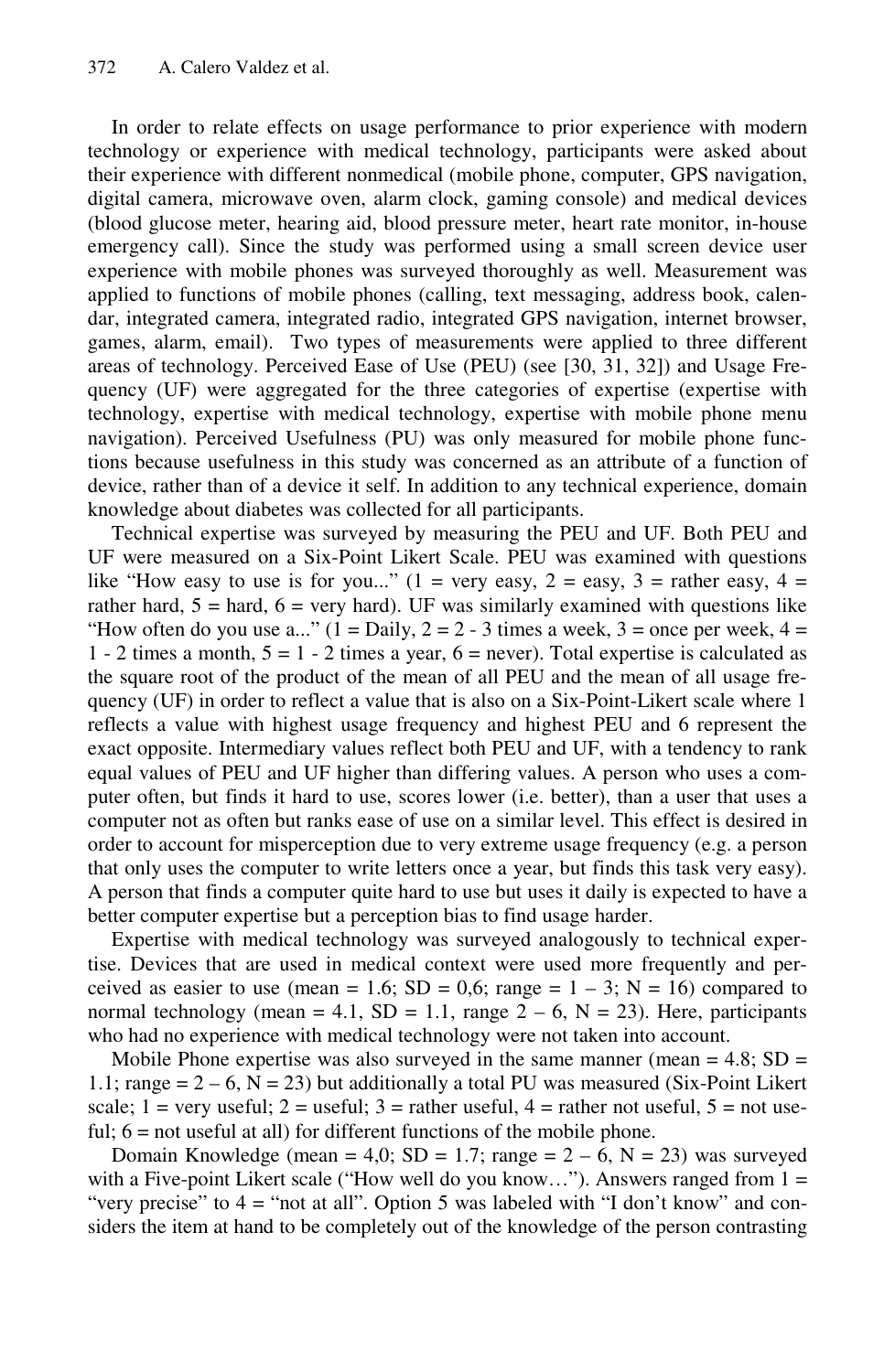In order to relate effects on usage performance to prior experience with modern technology or experience with medical technology, participants were asked about their experience with different nonmedical (mobile phone, computer, GPS navigation, digital camera, microwave oven, alarm clock, gaming console) and medical devices (blood glucose meter, hearing aid, blood pressure meter, heart rate monitor, in-house emergency call). Since the study was performed using a small screen device user experience with mobile phones was surveyed thoroughly as well. Measurement was applied to functions of mobile phones (calling, text messaging, address book, calendar, integrated camera, integrated radio, integrated GPS navigation, internet browser, games, alarm, email). Two types of measurements were applied to three different areas of technology. Perceived Ease of Use (PEU) (see [30, 31, 32]) and Usage Frequency (UF) were aggregated for the three categories of expertise (expertise with technology, expertise with medical technology, expertise with mobile phone menu navigation). Perceived Usefulness (PU) was only measured for mobile phone functions because usefulness in this study was concerned as an attribute of a function of device, rather than of a device it self. In addition to any technical experience, domain knowledge about diabetes was collected for all participants.

Technical expertise was surveyed by measuring the PEU and UF. Both PEU and UF were measured on a Six-Point Likert Scale. PEU was examined with questions like "How easy to use is for you..." (1 = very easy, 2 = easy, 3 = rather easy, 4 = rather hard, 5 = hard, 6 = very hard). UF was similarly examined with questions like "How often do you use a..." (1 = Daily, 2 = 2 - 3 times a week, 3 = once per week, 4 = 1 - 2 times a month, 5 = 1 - 2 times a year, 6 = never). Total expertise is calculated as the square root of the product of the mean of all PEU and the mean of all usage frequency (UF) in order to reflect a value that is also on a Six-Point-Likert scale where 1 reflects a value with highest usage frequency and highest PEU and 6 represent the exact opposite. Intermediary values reflect both PEU and UF, with a tendency to rank equal values of PEU and UF higher than differing values. A person who uses a computer often, but finds it hard to use, scores lower (i.e. better), than a user that uses a computer not as often but ranks ease of use on a similar level. This effect is desired in order to account for misperception due to very extreme usage frequency (e.g. a person that only uses the computer to write letters once a year, but finds this task very easy). A person that finds a computer quite hard to use but uses it daily is expected to have a better computer expertise but a perception bias to find usage harder.

Expertise with medical technology was surveyed analogously to technical expertise. Devices that are used in medical context were used more frequently and perceived as easier to use (mean = 1.6; SD = 0,6; range = 1 – 3; N = 16) compared to normal technology (mean = 4.1, SD = 1.1, range 2 – 6, N = 23). Here, participants who had no experience with medical technology were not taken into account.

Mobile Phone expertise was also surveyed in the same manner (mean = 4.8; SD = 1.1; range = 2 – 6, N = 23) but additionally a total PU was measured (Six-Point Likert scale; 1 = very useful; 2 = useful; 3 = rather useful, 4 = rather not useful, 5 = not useful; 6 = not useful at all) for different functions of the mobile phone.

Domain Knowledge (mean = 4,0; SD = 1.7; range = 2 – 6, N = 23) was surveyed with a Five-point Likert scale ("How well do you know…"). Answers ranged from 1 = "very precise" to 4 = "not at all". Option 5 was labeled with "I don't know" and considers the item at hand to be completely out of the knowledge of the person contrasting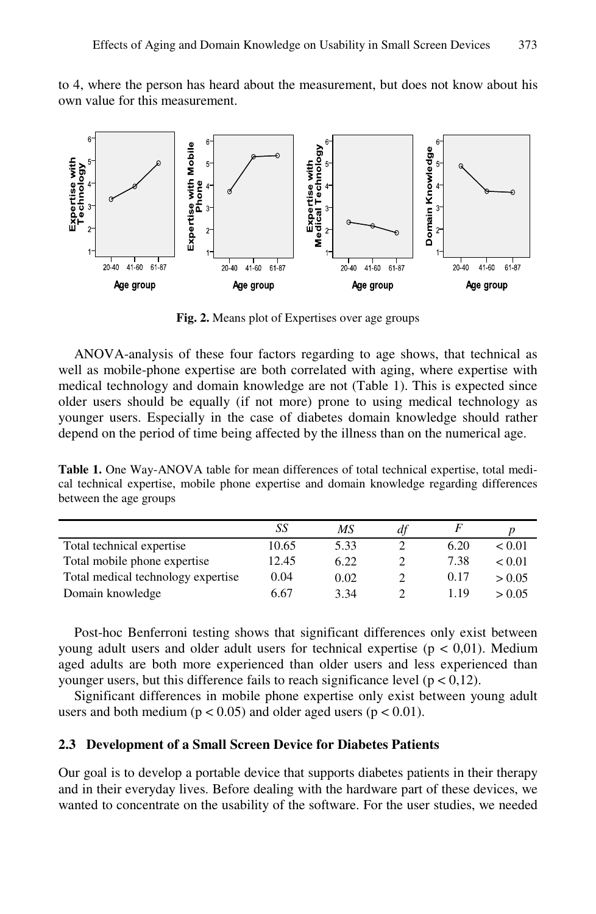to 4, where the person has heard about the measurement, but does not know about his own value for this measurement.

**Fig. 2.** Means plot of Expertises over age groups

ANOVA-analysis of these four factors regarding to age shows, that technical as well as mobile-phone expertise are both correlated with aging, where expertise with medical technology and domain knowledge are not (Table 1). This is expected since older users should be equally (if not more) prone to using medical technology as younger users. Especially in the case of diabetes domain knowledge should rather depend on the period of time being affected by the illness than on the numerical age.

**Table 1.** One Way-ANOVA table for mean differences of total technical expertise, total medical technical expertise, mobile phone expertise and domain knowledge regarding differences between the age groups

| | *SS* | *MS* | *df* | *F* | *p* |
|---|---|---|---|---|---|
| Total technical expertise | 10.65 | 5.33 | 2 | 6.20 | < 0.01 |
| Total mobile phone expertise | 12.45 | 6.22 | 2 | 7.38 | < 0.01 |
| Total medical technology expertise | 0.04 | 0.02 | 2 | 0.17 | > 0.05 |
| Domain knowledge | 6.67 | 3.34 | 2 | 1.19 | > 0.05 |

Post-hoc Benferroni testing shows that significant differences only exist between young adult users and older adult users for technical expertise ($p < 0,01$). Medium aged adults are both more experienced than older users and less experienced than younger users, but this difference fails to reach significance level ($p < 0,12$).

Significant differences in mobile phone expertise only exist between young adult users and both medium ($p < 0.05$) and older aged users ($p < 0.01$).

### 2.3 Development of a Small Screen Device for Diabetes Patients

Our goal is to develop a portable device that supports diabetes patients in their therapy and in their everyday lives. Before dealing with the hardware part of these devices, we wanted to concentrate on the usability of the software. For the user studies, we needed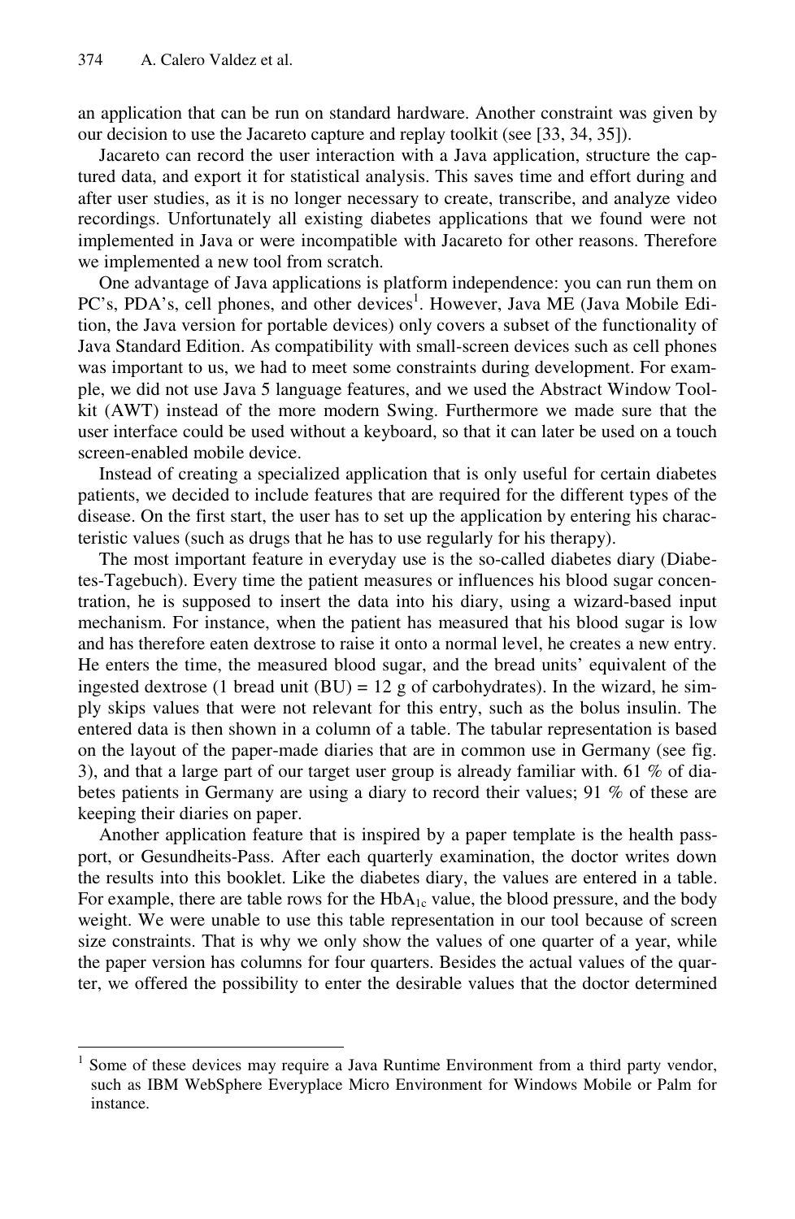an application that can be run on standard hardware. Another constraint was given by our decision to use the Jacareto capture and replay toolkit (see [33, 34, 35]).

Jacareto can record the user interaction with a Java application, structure the captured data, and export it for statistical analysis. This saves time and effort during and after user studies, as it is no longer necessary to create, transcribe, and analyze video recordings. Unfortunately all existing diabetes applications that we found were not implemented in Java or were incompatible with Jacareto for other reasons. Therefore we implemented a new tool from scratch.

One advantage of Java applications is platform independence: you can run them on PC's, PDA's, cell phones, and other devices[1]. However, Java ME (Java Mobile Edition, the Java version for portable devices) only covers a subset of the functionality of Java Standard Edition. As compatibility with small-screen devices such as cell phones was important to us, we had to meet some constraints during development. For example, we did not use Java 5 language features, and we used the Abstract Window Toolkit (AWT) instead of the more modern Swing. Furthermore we made sure that the user interface could be used without a keyboard, so that it can later be used on a touch screen-enabled mobile device.

Instead of creating a specialized application that is only useful for certain diabetes patients, we decided to include features that are required for the different types of the disease. On the first start, the user has to set up the application by entering his characteristic values (such as drugs that he has to use regularly for his therapy).

The most important feature in everyday use is the so-called diabetes diary (Diabetes-Tagebuch). Every time the patient measures or influences his blood sugar concentration, he is supposed to insert the data into his diary, using a wizard-based input mechanism. For instance, when the patient has measured that his blood sugar is low and has therefore eaten dextrose to raise it onto a normal level, he creates a new entry. He enters the time, the measured blood sugar, and the bread units' equivalent of the ingested dextrose (1 bread unit (BU) = 12 g of carbohydrates). In the wizard, he simply skips values that were not relevant for this entry, such as the bolus insulin. The entered data is then shown in a column of a table. The tabular representation is based on the layout of the paper-made diaries that are in common use in Germany (see fig. 3), and that a large part of our target user group is already familiar with. 61 % of diabetes patients in Germany are using a diary to record their values; 91 % of these are keeping their diaries on paper.

Another application feature that is inspired by a paper template is the health passport, or Gesundheits-Pass. After each quarterly examination, the doctor writes down the results into this booklet. Like the diabetes diary, the values are entered in a table. For example, there are table rows for the $HbA_{1c}$ value, the blood pressure, and the body weight. We were unable to use this table representation in our tool because of screen size constraints. That is why we only show the values of one quarter of a year, while the paper version has columns for four quarters. Besides the actual values of the quarter, we offered the possibility to enter the desirable values that the doctor determined

[1] Some of these devices may require a Java Runtime Environment from a third party vendor, such as IBM WebSphere Everyplace Micro Environment for Windows Mobile or Palm for instance.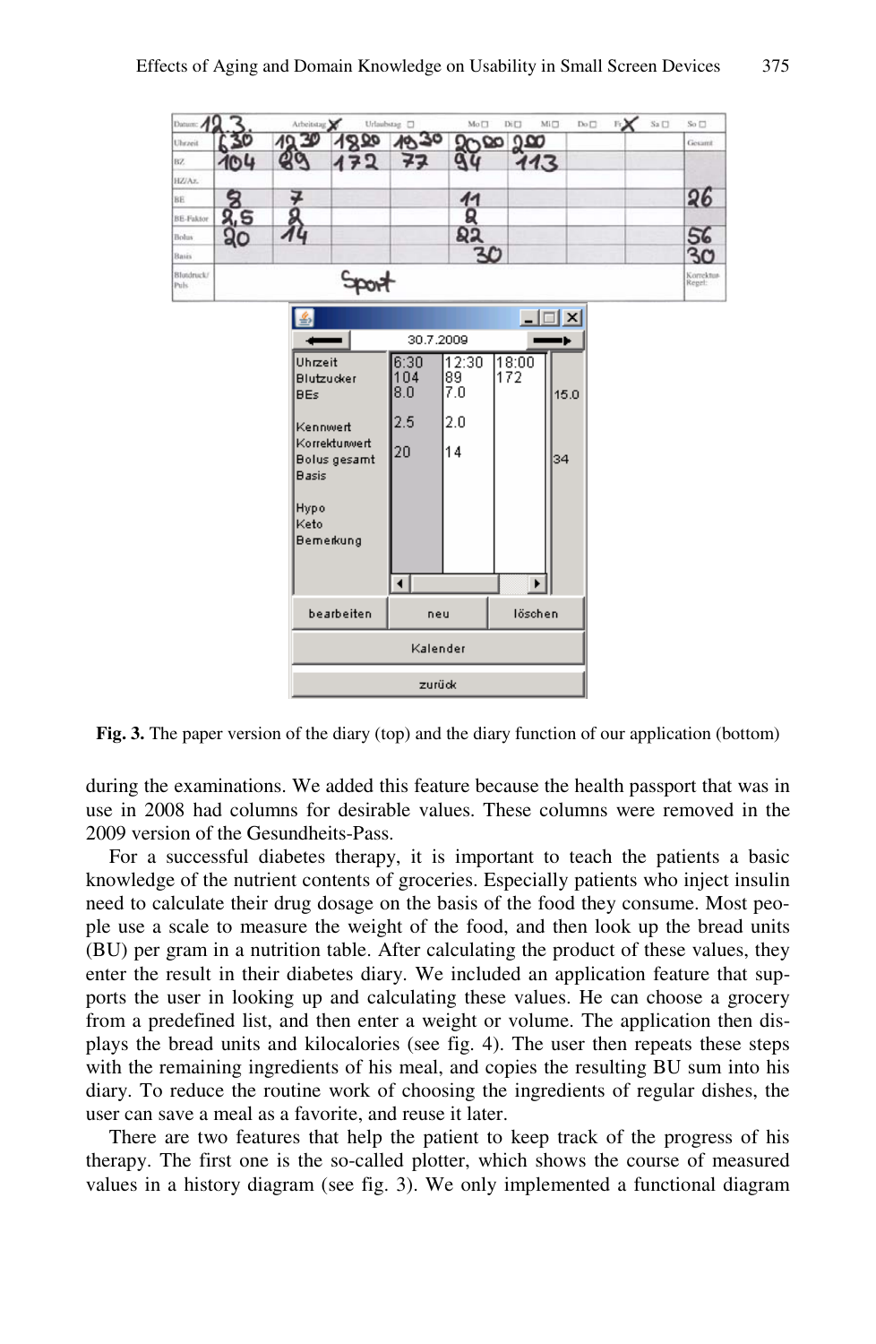**Fig. 3.** The paper version of the diary (top) and the diary function of our application (bottom)

during the examinations. We added this feature because the health passport that was in use in 2008 had columns for desirable values. These columns were removed in the 2009 version of the Gesundheits-Pass.

For a successful diabetes therapy, it is important to teach the patients a basic knowledge of the nutrient contents of groceries. Especially patients who inject insulin need to calculate their drug dosage on the basis of the food they consume. Most people use a scale to measure the weight of the food, and then look up the bread units (BU) per gram in a nutrition table. After calculating the product of these values, they enter the result in their diabetes diary. We included an application feature that supports the user in looking up and calculating these values. He can choose a grocery from a predefined list, and then enter a weight or volume. The application then displays the bread units and kilocalories (see fig. 4). The user then repeats these steps with the remaining ingredients of his meal, and copies the resulting BU sum into his diary. To reduce the routine work of choosing the ingredients of regular dishes, the user can save a meal as a favorite, and reuse it later.

There are two features that help the patient to keep track of the progress of his therapy. The first one is the so-called plotter, which shows the course of measured values in a history diagram (see fig. 3). We only implemented a functional diagram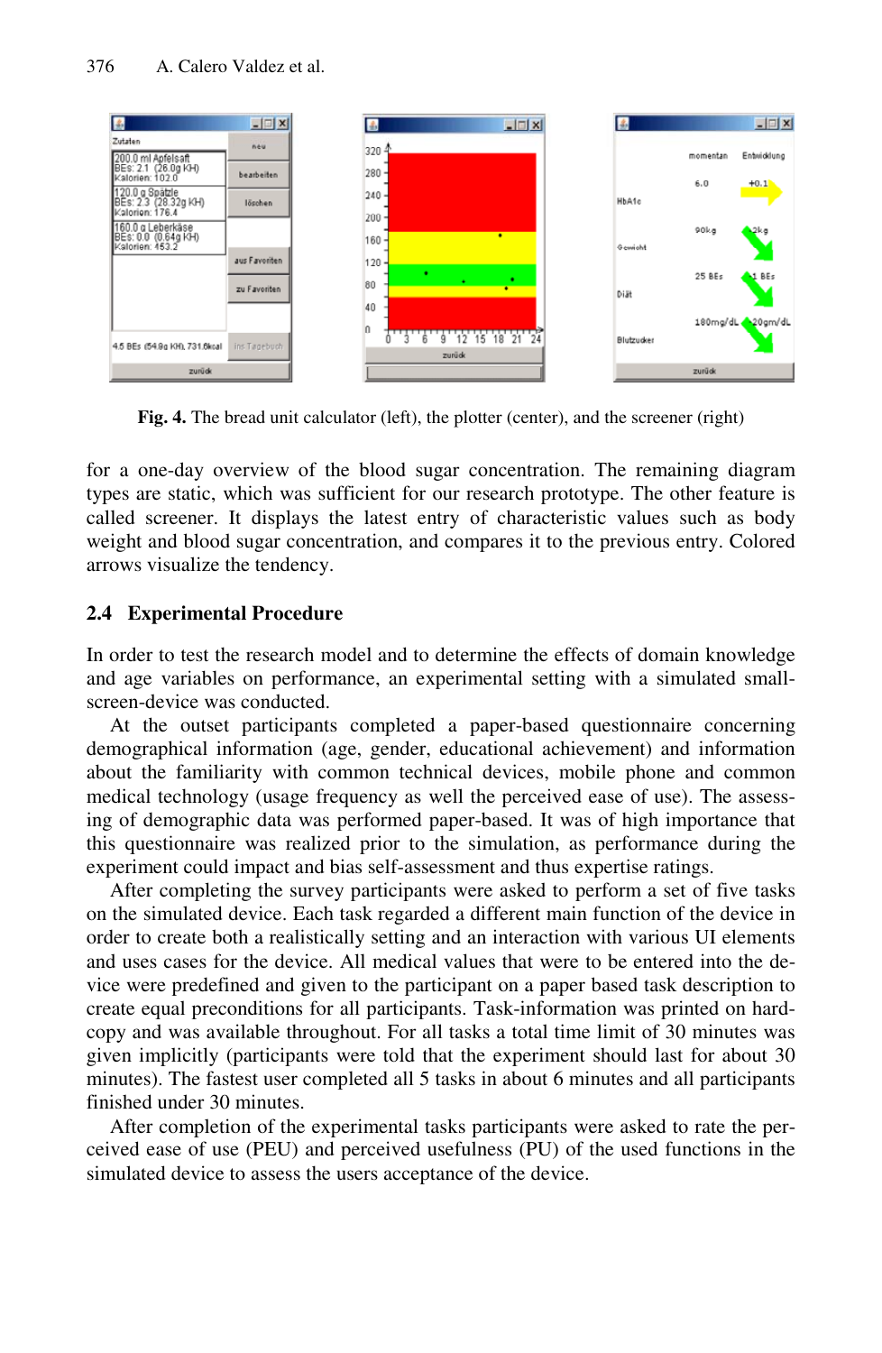Fig. 4. The bread unit calculator (left), the plotter (center), and the screener (right)

for a one-day overview of the blood sugar concentration. The remaining diagram types are static, which was sufficient for our research prototype. The other feature is called screener. It displays the latest entry of characteristic values such as body weight and blood sugar concentration, and compares it to the previous entry. Colored arrows visualize the tendency.

### 2.4 Experimental Procedure

In order to test the research model and to determine the effects of domain knowledge and age variables on performance, an experimental setting with a simulated small-screen-device was conducted.

At the outset participants completed a paper-based questionnaire concerning demographical information (age, gender, educational achievement) and information about the familiarity with common technical devices, mobile phone and common medical technology (usage frequency as well the perceived ease of use). The assessing of demographic data was performed paper-based. It was of high importance that this questionnaire was realized prior to the simulation, as performance during the experiment could impact and bias self-assessment and thus expertise ratings.

After completing the survey participants were asked to perform a set of five tasks on the simulated device. Each task regarded a different main function of the device in order to create both a realistically setting and an interaction with various UI elements and uses cases for the device. All medical values that were to be entered into the device were predefined and given to the participant on a paper based task description to create equal preconditions for all participants. Task-information was printed on hard-copy and was available throughout. For all tasks a total time limit of 30 minutes was given implicitly (participants were told that the experiment should last for about 30 minutes). The fastest user completed all 5 tasks in about 6 minutes and all participants finished under 30 minutes.

After completion of the experimental tasks participants were asked to rate the perceived ease of use (PEU) and perceived usefulness (PU) of the used functions in the simulated device to assess the users acceptance of the device.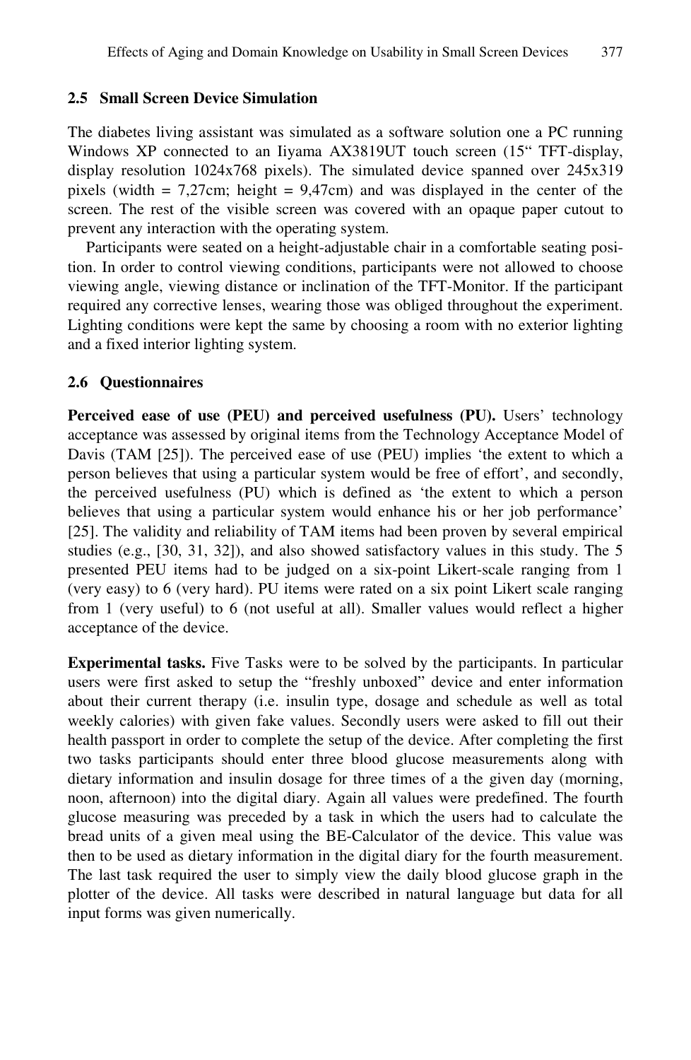### 2.5 Small Screen Device Simulation

The diabetes living assistant was simulated as a software solution one a PC running Windows XP connected to an Iiyama AX3819UT touch screen (15" TFT-display, display resolution 1024x768 pixels). The simulated device spanned over 245x319 pixels (width = 7,27cm; height = 9,47cm) and was displayed in the center of the screen. The rest of the visible screen was covered with an opaque paper cutout to prevent any interaction with the operating system.

Participants were seated on a height-adjustable chair in a comfortable seating position. In order to control viewing conditions, participants were not allowed to choose viewing angle, viewing distance or inclination of the TFT-Monitor. If the participant required any corrective lenses, wearing those was obliged throughout the experiment. Lighting conditions were kept the same by choosing a room with no exterior lighting and a fixed interior lighting system.

### 2.6 Questionnaires

**Perceived ease of use (PEU) and perceived usefulness (PU).** Users' technology acceptance was assessed by original items from the Technology Acceptance Model of Davis (TAM [25]). The perceived ease of use (PEU) implies 'the extent to which a person believes that using a particular system would be free of effort', and secondly, the perceived usefulness (PU) which is defined as 'the extent to which a person believes that using a particular system would enhance his or her job performance' [25]. The validity and reliability of TAM items had been proven by several empirical studies (e.g., [30, 31, 32]), and also showed satisfactory values in this study. The 5 presented PEU items had to be judged on a six-point Likert-scale ranging from 1 (very easy) to 6 (very hard). PU items were rated on a six point Likert scale ranging from 1 (very useful) to 6 (not useful at all). Smaller values would reflect a higher acceptance of the device.

**Experimental tasks.** Five Tasks were to be solved by the participants. In particular users were first asked to setup the "freshly unboxed" device and enter information about their current therapy (i.e. insulin type, dosage and schedule as well as total weekly calories) with given fake values. Secondly users were asked to fill out their health passport in order to complete the setup of the device. After completing the first two tasks participants should enter three blood glucose measurements along with dietary information and insulin dosage for three times of a the given day (morning, noon, afternoon) into the digital diary. Again all values were predefined. The fourth glucose measuring was preceded by a task in which the users had to calculate the bread units of a given meal using the BE-Calculator of the device. This value was then to be used as dietary information in the digital diary for the fourth measurement. The last task required the user to simply view the daily blood glucose graph in the plotter of the device. All tasks were described in natural language but data for all input forms was given numerically.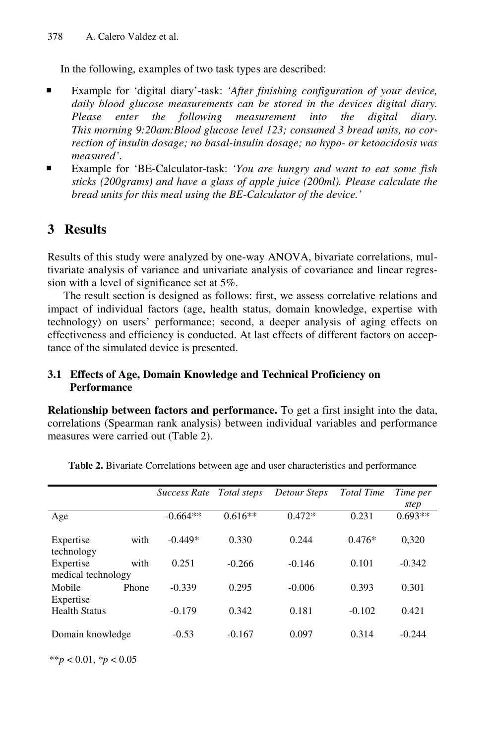In the following, examples of two task types are described:

- Example for 'digital diary'-task: *'After finishing configuration of your device, daily blood glucose measurements can be stored in the devices digital diary. Please enter the following measurement into the digital diary. This morning 9:20am:Blood glucose level 123; consumed 3 bread units, no correction of insulin dosage; no basal-insulin dosage; no hypo- or ketoacidosis was measured'*.
- Example for 'BE-Calculator-task: *'You are hungry and want to eat some fish sticks (200grams) and have a glass of apple juice (200ml). Please calculate the bread units for this meal using the BE-Calculator of the device.'*

## 3 Results

Results of this study were analyzed by one-way ANOVA, bivariate correlations, multivariate analysis of variance and univariate analysis of covariance and linear regression with a level of significance set at 5%.

The result section is designed as follows: first, we assess correlative relations and impact of individual factors (age, health status, domain knowledge, expertise with technology) on users' performance; second, a deeper analysis of aging effects on effectiveness and efficiency is conducted. At last effects of different factors on acceptance of the simulated device is presented.

### 3.1 Effects of Age, Domain Knowledge and Technical Proficiency on Performance

**Relationship between factors and performance.** To get a first insight into the data, correlations (Spearman rank analysis) between individual variables and performance measures were carried out (Table 2).

**Table 2.** Bivariate Correlations between age and user characteristics and performance

| | *Success Rate* | *Total steps* | *Detour Steps* | *Total Time* | *Time per step* |
|---|---|---|---|---|---|
| Age | -0.664** | 0.616** | 0.472* | 0.231 | 0.693** |
| Expertise with technology | -0.449* | 0.330 | 0.244 | 0.476* | 0,320 |
| Expertise with medical technology | 0.251 | -0.266 | -0.146 | 0.101 | -0.342 |
| Mobile Phone Expertise | -0.339 | 0.295 | -0.006 | 0.393 | 0.301 |
| Health Status | -0.179 | 0.342 | 0.181 | -0.102 | 0.421 |
| Domain knowledge | -0.53 | -0.167 | 0.097 | 0.314 | -0.244 |

$^{**}p < 0.01$, $^{*}p < 0.05$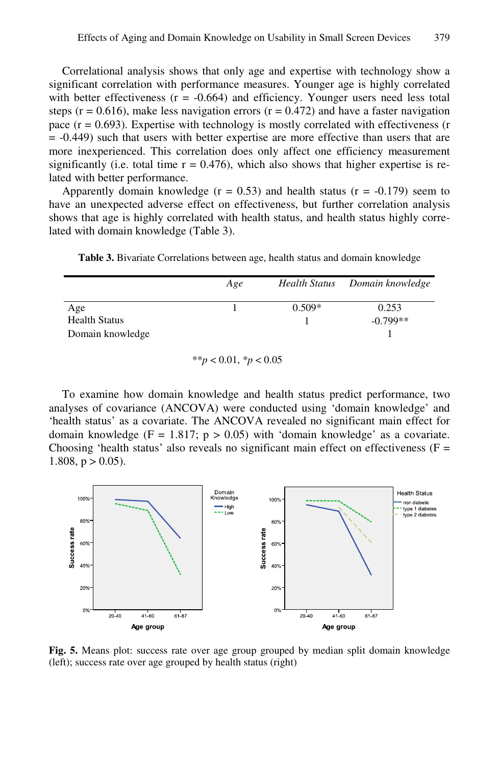Correlational analysis shows that only age and expertise with technology show a significant correlation with performance measures. Younger age is highly correlated with better effectiveness ($r = -0.664$) and efficiency. Younger users need less total steps ($r = 0.616$), make less navigation errors ($r = 0.472$) and have a faster navigation pace ($r = 0.693$). Expertise with technology is mostly correlated with effectiveness ($r = -0.449$) such that users with better expertise are more effective than users that are more inexperienced. This correlation does only affect one efficiency measurement significantly (i.e. total time $r = 0.476$), which also shows that higher expertise is related with better performance.

Apparently domain knowledge ($r = 0.53$) and health status ($r = -0.179$) seem to have an unexpected adverse effect on effectiveness, but further correlation analysis shows that age is highly correlated with health status, and health status highly correlated with domain knowledge (Table 3).

**Table 3.** Bivariate Correlations between age, health status and domain knowledge

| | *Age* | *Health Status* | *Domain knowledge* |
|---|---|---|---|
| Age | 1 | 0.509* | 0.253 |
| Health Status | | 1 | -0.799** |
| Domain knowledge | | | 1 |

**$p < 0.01$, *$p < 0.05$

To examine how domain knowledge and health status predict performance, two analyses of covariance (ANCOVA) were conducted using 'domain knowledge' and 'health status' as a covariate. The ANCOVA revealed no significant main effect for domain knowledge ($F = 1.817$; $p > 0.05$) with 'domain knowledge' as a covariate. Choosing 'health status' also reveals no significant main effect on effectiveness ($F = 1.808$, $p > 0.05$).

**Fig. 5.** Means plot: success rate over age group grouped by median split domain knowledge (left); success rate over age grouped by health status (right)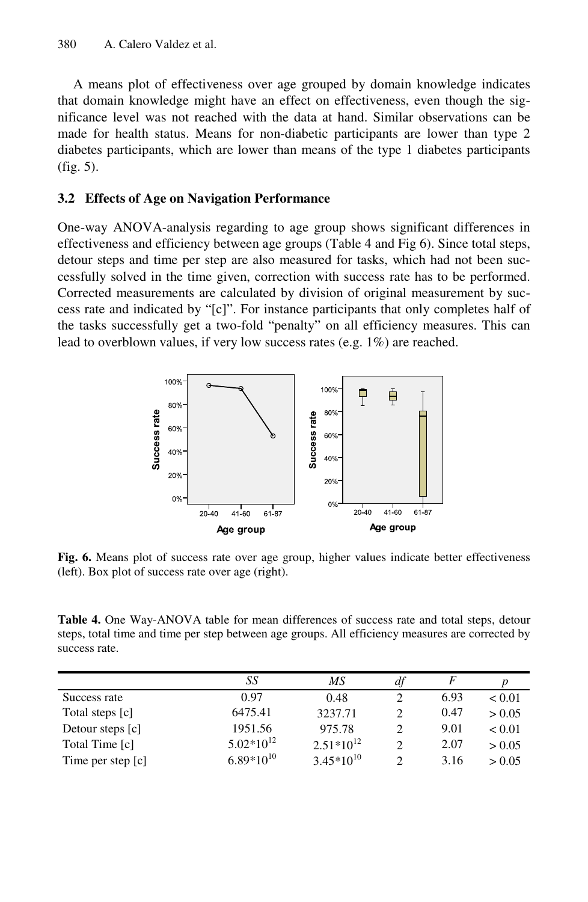A means plot of effectiveness over age grouped by domain knowledge indicates that domain knowledge might have an effect on effectiveness, even though the significance level was not reached with the data at hand. Similar observations can be made for health status. Means for non-diabetic participants are lower than type 2 diabetes participants, which are lower than means of the type 1 diabetes participants (fig. 5).

### 3.2 Effects of Age on Navigation Performance

One-way ANOVA-analysis regarding to age group shows significant differences in effectiveness and efficiency between age groups (Table 4 and Fig 6). Since total steps, detour steps and time per step are also measured for tasks, which had not been successfully solved in the time given, correction with success rate has to be performed. Corrected measurements are calculated by division of original measurement by success rate and indicated by "[c]". For instance participants that only completes half of the tasks successfully get a two-fold "penalty" on all efficiency measures. This can lead to overblown values, if very low success rates (e.g. 1%) are reached.

**Fig. 6.** Means plot of success rate over age group, higher values indicate better effectiveness (left). Box plot of success rate over age (right).

**Table 4.** One Way-ANOVA table for mean differences of success rate and total steps, detour steps, total time and time per step between age groups. All efficiency measures are corrected by success rate.

| | *SS* | *MS* | *df* | *F* | *p* |
|---|---|---|---|---|---|
| Success rate | 0.97 | 0.48 | 2 | 6.93 | < 0.01 |
| Total steps [c] | 6475.41 | 3237.71 | 2 | 0.47 | > 0.05 |
| Detour steps [c] | 1951.56 | 975.78 | 2 | 9.01 | < 0.01 |
| Total Time [c] | $5.02*10^{12}$ | $2.51*10^{12}$ | 2 | 2.07 | > 0.05 |
| Time per step [c] | $6.89*10^{10}$ | $3.45*10^{10}$ | 2 | 3.16 | > 0.05 |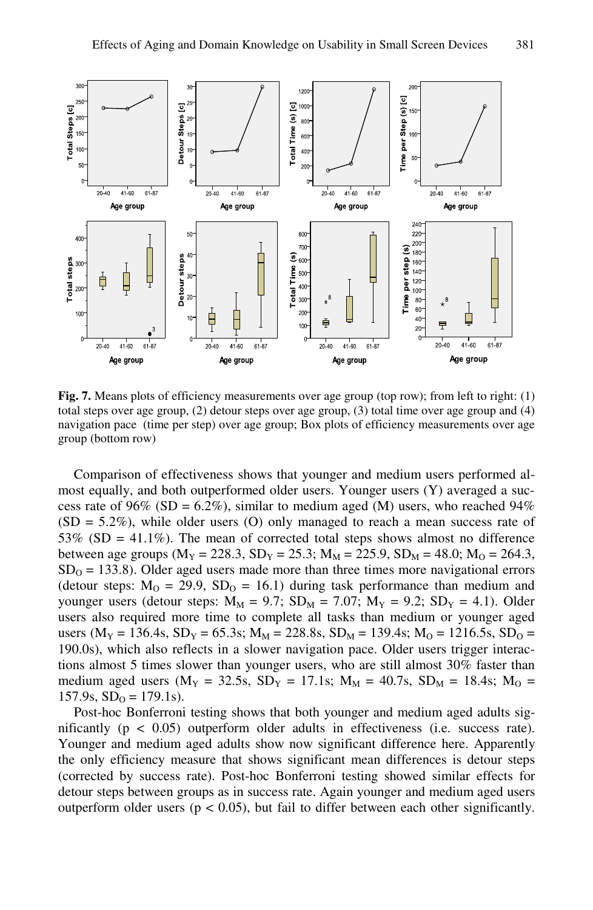**Fig. 7.** Means plots of efficiency measurements over age group (top row); from left to right: (1) total steps over age group, (2) detour steps over age group, (3) total time over age group and (4) navigation pace (time per step) over age group; Box plots of efficiency measurements over age group (bottom row)

Comparison of effectiveness shows that younger and medium users performed almost equally, and both outperformed older users. Younger users (Y) averaged a success rate of 96% (SD = 6.2%), similar to medium aged (M) users, who reached 94% (SD = 5.2%), while older users (O) only managed to reach a mean success rate of 53% (SD = 41.1%). The mean of corrected total steps shows almost no difference between age groups ($M_Y = 228.3$, $SD_Y = 25.3$; $M_M = 225.9$, $SD_M = 48.0$; $M_O = 264.3$, $SD_O = 133.8$). Older aged users made more than three times more navigational errors (detour steps: $M_O = 29.9$, $SD_O = 16.1$) during task performance than medium and younger users (detour steps: $M_M = 9.7$; $SD_M = 7.07$; $M_Y = 9.2$; $SD_Y = 4.1$). Older users also required more time to complete all tasks than medium or younger aged users ($M_Y = 136.4s$, $SD_Y = 65.3s$; $M_M = 228.8s$, $SD_M = 139.4s$; $M_O = 1216.5s$, $SD_O = 190.0s$), which also reflects in a slower navigation pace. Older users trigger interactions almost 5 times slower than younger users, who are still almost 30% faster than medium aged users ($M_Y = 32.5s$, $SD_Y = 17.1s$; $M_M = 40.7s$, $SD_M = 18.4s$; $M_O = 157.9s$, $SD_O = 179.1s$).

Post-hoc Bonferroni testing shows that both younger and medium aged adults significantly ($p < 0.05$) outperform older adults in effectiveness (i.e. success rate). Younger and medium aged adults show now significant difference here. Apparently the only efficiency measure that shows significant mean differences is detour steps (corrected by success rate). Post-hoc Bonferroni testing showed similar effects for detour steps between groups as in success rate. Again younger and medium aged users outperform older users ($p < 0.05$), but fail to differ between each other significantly.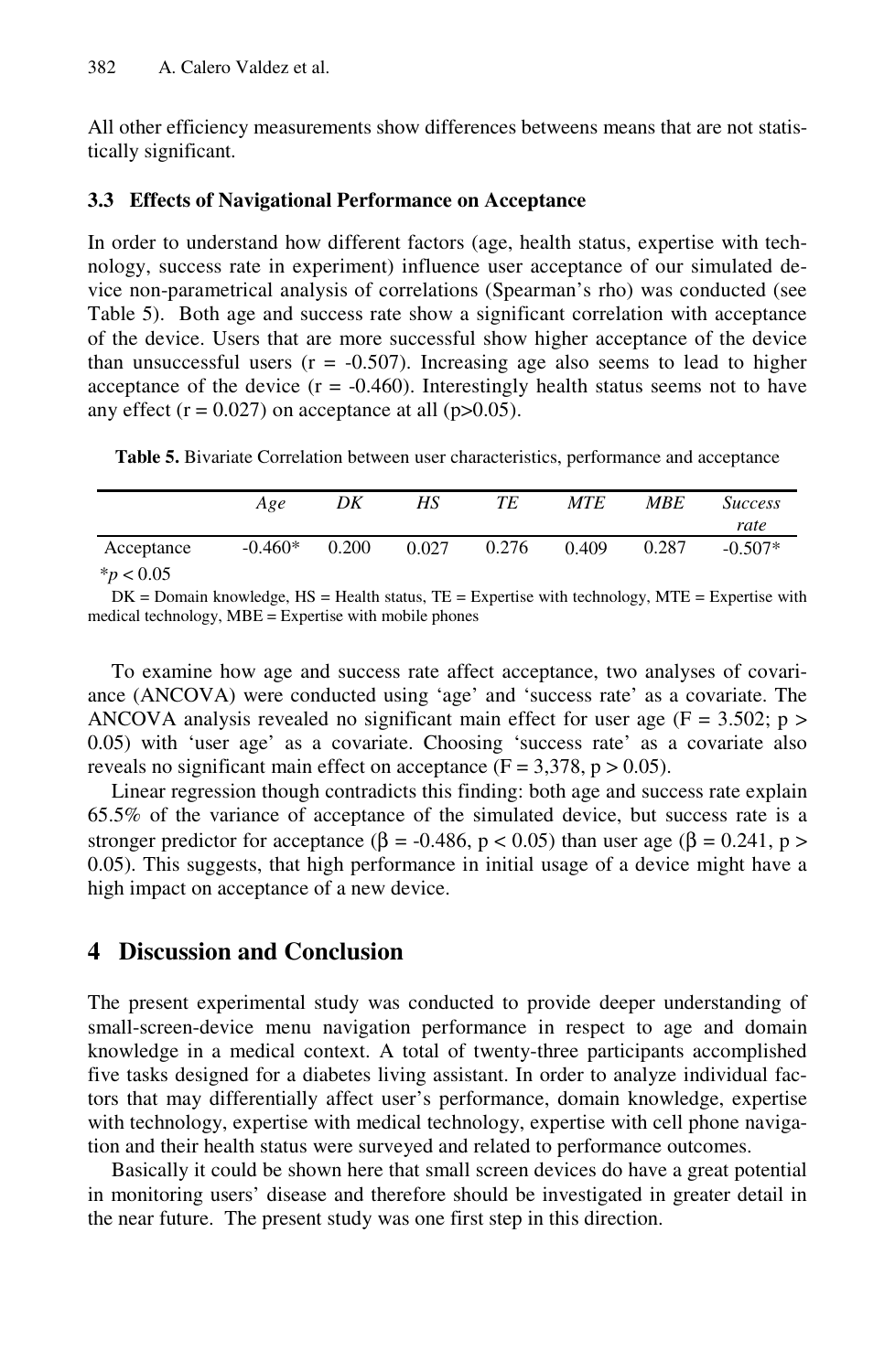All other efficiency measurements show differences betweens means that are not statistically significant.

### 3.3 Effects of Navigational Performance on Acceptance

In order to understand how different factors (age, health status, expertise with technology, success rate in experiment) influence user acceptance of our simulated device non-parametrical analysis of correlations (Spearman's rho) was conducted (see Table 5). Both age and success rate show a significant correlation with acceptance of the device. Users that are more successful show higher acceptance of the device than unsuccessful users (r = -0.507). Increasing age also seems to lead to higher acceptance of the device (r = -0.460). Interestingly health status seems not to have any effect (r = 0.027) on acceptance at all (p>0.05).

**Table 5.** Bivariate Correlation between user characteristics, performance and acceptance

| | *Age* | *DK* | *HS* | *TE* | *MTE* | *MBE* | *Success rate* |
|---|---|---|---|---|---|---|---|
| Acceptance | -0.460* | 0.200 | 0.027 | 0.276 | 0.409 | 0.287 | -0.507* |

*$p < 0.05$

DK = Domain knowledge, HS = Health status, TE = Expertise with technology, MTE = Expertise with medical technology, MBE = Expertise with mobile phones

To examine how age and success rate affect acceptance, two analyses of covariance (ANCOVA) were conducted using 'age' and 'success rate' as a covariate. The ANCOVA analysis revealed no significant main effect for user age (F = 3.502; p > 0.05) with 'user age' as a covariate. Choosing 'success rate' as a covariate also reveals no significant main effect on acceptance (F = 3,378, p > 0.05).

Linear regression though contradicts this finding: both age and success rate explain 65.5% of the variance of acceptance of the simulated device, but success rate is a stronger predictor for acceptance ($\beta$ = -0.486, p < 0.05) than user age ($\beta$ = 0.241, p > 0.05). This suggests, that high performance in initial usage of a device might have a high impact on acceptance of a new device.

## 4 Discussion and Conclusion

The present experimental study was conducted to provide deeper understanding of small-screen-device menu navigation performance in respect to age and domain knowledge in a medical context. A total of twenty-three participants accomplished five tasks designed for a diabetes living assistant. In order to analyze individual factors that may differentially affect user's performance, domain knowledge, expertise with technology, expertise with medical technology, expertise with cell phone navigation and their health status were surveyed and related to performance outcomes.

Basically it could be shown here that small screen devices do have a great potential in monitoring users' disease and therefore should be investigated in greater detail in the near future. The present study was one first step in this direction.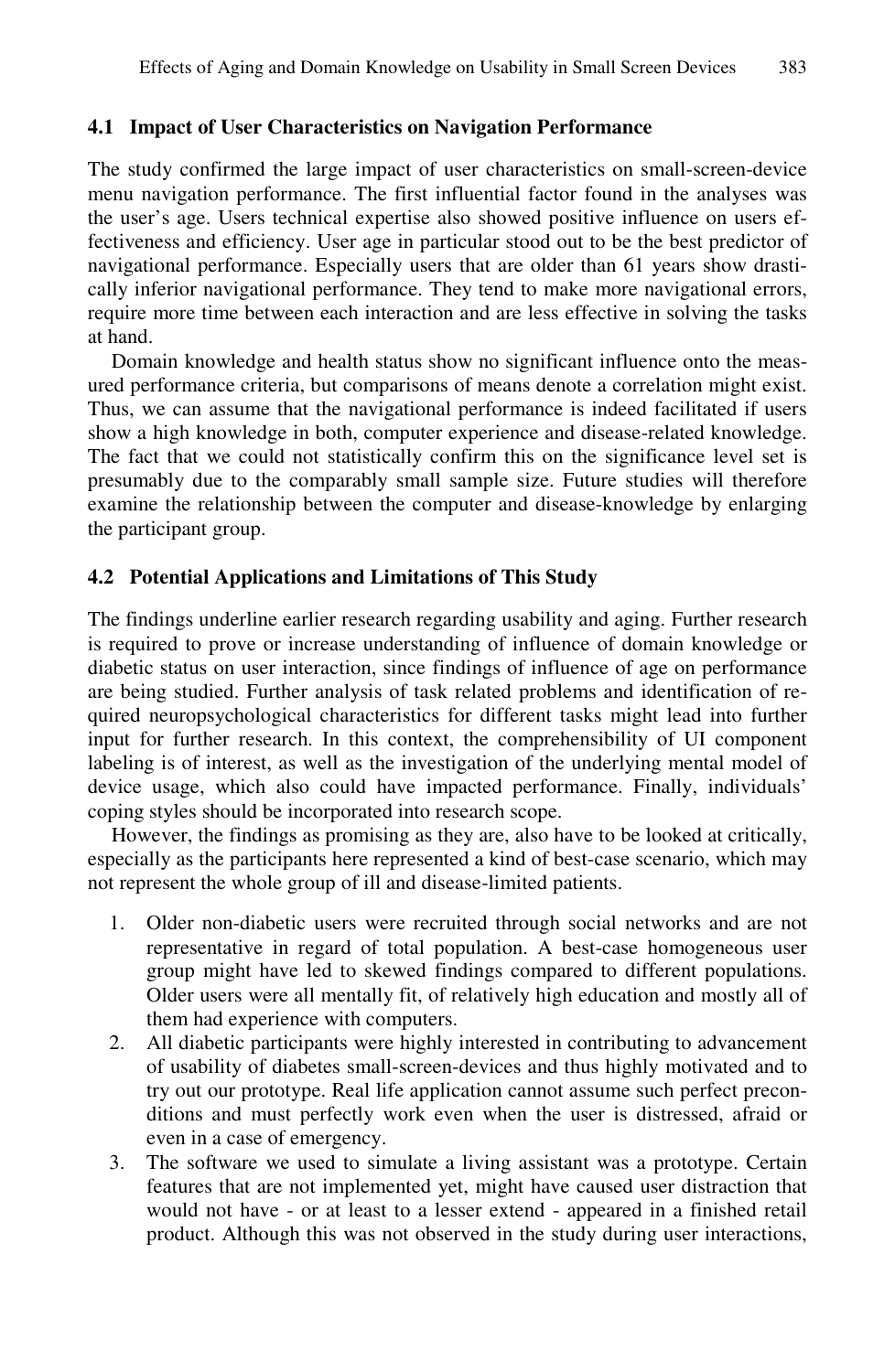### 4.1 Impact of User Characteristics on Navigation Performance

The study confirmed the large impact of user characteristics on small-screen-device menu navigation performance. The first influential factor found in the analyses was the user's age. Users technical expertise also showed positive influence on users effectiveness and efficiency. User age in particular stood out to be the best predictor of navigational performance. Especially users that are older than 61 years show drastically inferior navigational performance. They tend to make more navigational errors, require more time between each interaction and are less effective in solving the tasks at hand.

Domain knowledge and health status show no significant influence onto the measured performance criteria, but comparisons of means denote a correlation might exist. Thus, we can assume that the navigational performance is indeed facilitated if users show a high knowledge in both, computer experience and disease-related knowledge. The fact that we could not statistically confirm this on the significance level set is presumably due to the comparably small sample size. Future studies will therefore examine the relationship between the computer and disease-knowledge by enlarging the participant group.

### 4.2 Potential Applications and Limitations of This Study

The findings underline earlier research regarding usability and aging. Further research is required to prove or increase understanding of influence of domain knowledge or diabetic status on user interaction, since findings of influence of age on performance are being studied. Further analysis of task related problems and identification of required neuropsychological characteristics for different tasks might lead into further input for further research. In this context, the comprehensibility of UI component labeling is of interest, as well as the investigation of the underlying mental model of device usage, which also could have impacted performance. Finally, individuals' coping styles should be incorporated into research scope.

However, the findings as promising as they are, also have to be looked at critically, especially as the participants here represented a kind of best-case scenario, which may not represent the whole group of ill and disease-limited patients.

1. Older non-diabetic users were recruited through social networks and are not representative in regard of total population. A best-case homogeneous user group might have led to skewed findings compared to different populations. Older users were all mentally fit, of relatively high education and mostly all of them had experience with computers.
2. All diabetic participants were highly interested in contributing to advancement of usability of diabetes small-screen-devices and thus highly motivated and to try out our prototype. Real life application cannot assume such perfect preconditions and must perfectly work even when the user is distressed, afraid or even in a case of emergency.
3. The software we used to simulate a living assistant was a prototype. Certain features that are not implemented yet, might have caused user distraction that would not have - or at least to a lesser extend - appeared in a finished retail product. Although this was not observed in the study during user interactions,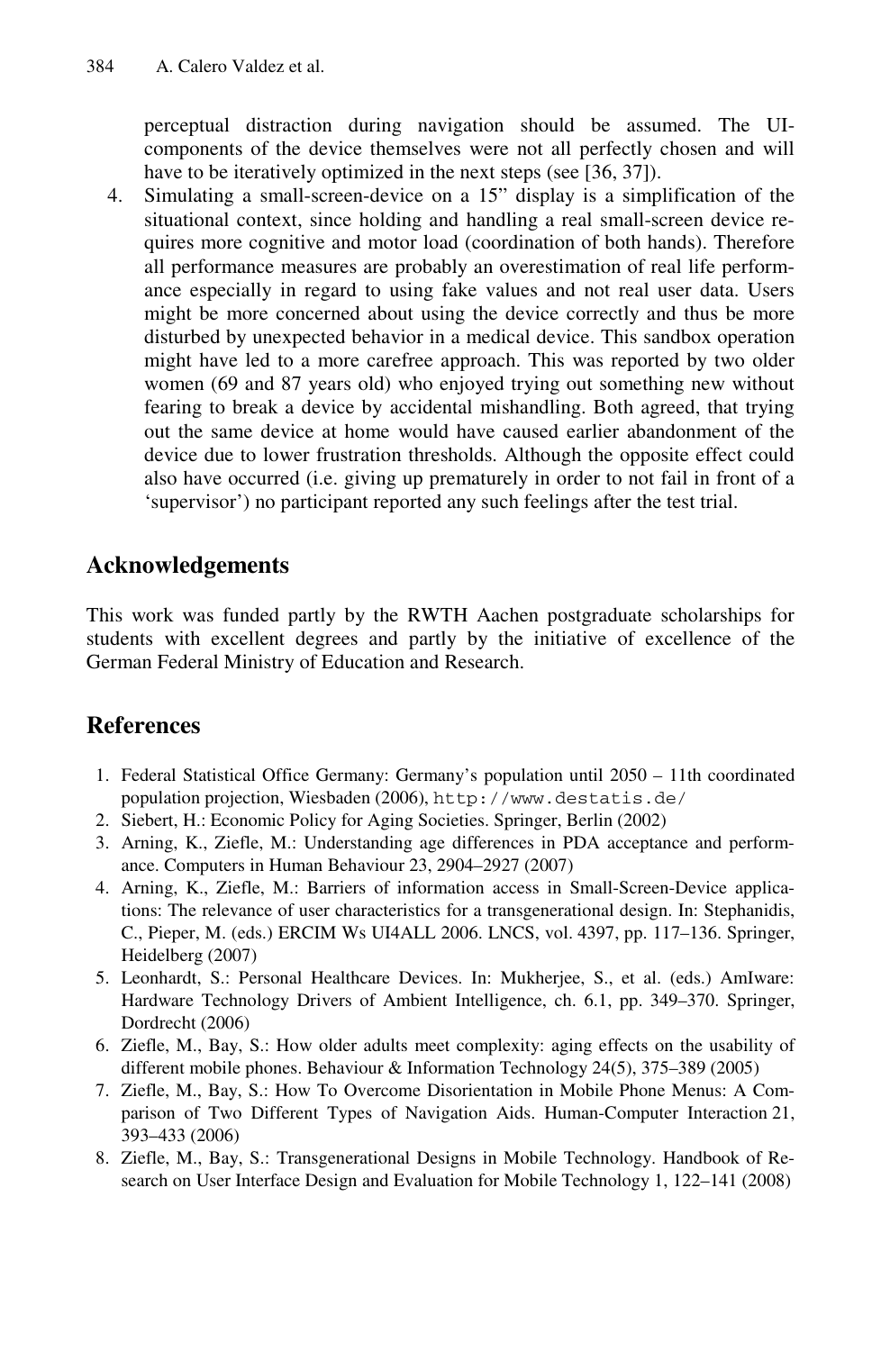perceptual distraction during navigation should be assumed. The UI-components of the device themselves were not all perfectly chosen and will have to be iteratively optimized in the next steps (see [36, 37]).

4. Simulating a small-screen-device on a 15" display is a simplification of the situational context, since holding and handling a real small-screen device requires more cognitive and motor load (coordination of both hands). Therefore all performance measures are probably an overestimation of real life performance especially in regard to using fake values and not real user data. Users might be more concerned about using the device correctly and thus be more disturbed by unexpected behavior in a medical device. This sandbox operation might have led to a more carefree approach. This was reported by two older women (69 and 87 years old) who enjoyed trying out something new without fearing to break a device by accidental mishandling. Both agreed, that trying out the same device at home would have caused earlier abandonment of the device due to lower frustration thresholds. Although the opposite effect could also have occurred (i.e. giving up prematurely in order to not fail in front of a 'supervisor') no participant reported any such feelings after the test trial.

## Acknowledgements

This work was funded partly by the RWTH Aachen postgraduate scholarships for students with excellent degrees and partly by the initiative of excellence of the German Federal Ministry of Education and Research.

## References

1. Federal Statistical Office Germany: Germany's population until 2050 – 11th coordinated population projection, Wiesbaden (2006), `http://www.destatis.de/`
2. Siebert, H.: Economic Policy for Aging Societies. Springer, Berlin (2002)
3. Arning, K., Ziefle, M.: Understanding age differences in PDA acceptance and performance. Computers in Human Behaviour 23, 2904–2927 (2007)
4. Arning, K., Ziefle, M.: Barriers of information access in Small-Screen-Device applications: The relevance of user characteristics for a transgenerational design. In: Stephanidis, C., Pieper, M. (eds.) ERCIM Ws UI4ALL 2006. LNCS, vol. 4397, pp. 117–136. Springer, Heidelberg (2007)
5. Leonhardt, S.: Personal Healthcare Devices. In: Mukherjee, S., et al. (eds.) AmIware: Hardware Technology Drivers of Ambient Intelligence, ch. 6.1, pp. 349–370. Springer, Dordrecht (2006)
6. Ziefle, M., Bay, S.: How older adults meet complexity: aging effects on the usability of different mobile phones. Behaviour & Information Technology 24(5), 375–389 (2005)
7. Ziefle, M., Bay, S.: How To Overcome Disorientation in Mobile Phone Menus: A Comparison of Two Different Types of Navigation Aids. Human-Computer Interaction 21, 393–433 (2006)
8. Ziefle, M., Bay, S.: Transgenerational Designs in Mobile Technology. Handbook of Research on User Interface Design and Evaluation for Mobile Technology 1, 122–141 (2008)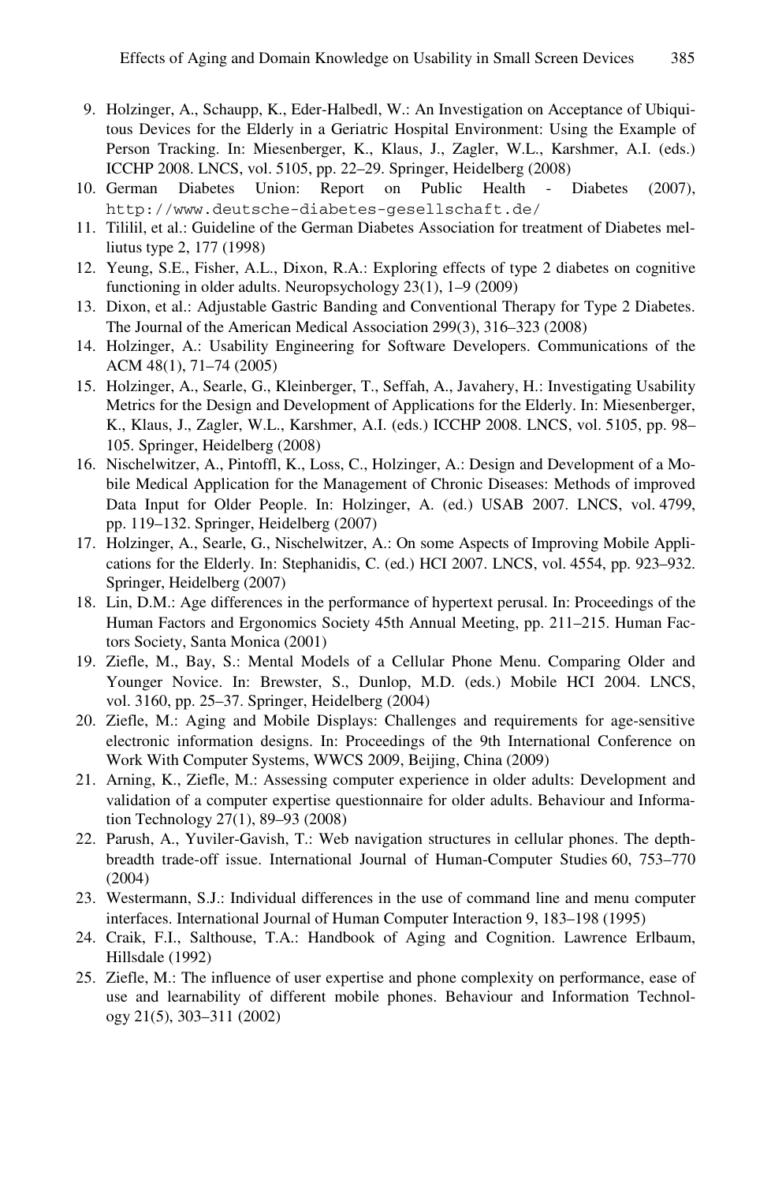9. Holzinger, A., Schaupp, K., Eder-Halbedl, W.: An Investigation on Acceptance of Ubiquitous Devices for the Elderly in a Geriatric Hospital Environment: Using the Example of Person Tracking. In: Miesenberger, K., Klaus, J., Zagler, W.L., Karshmer, A.I. (eds.) ICCHP 2008. LNCS, vol. 5105, pp. 22–29. Springer, Heidelberg (2008)
10. German Diabetes Union: Report on Public Health - Diabetes (2007), http://www.deutsche-diabetes-gesellschaft.de/
11. Tililil, et al.: Guideline of the German Diabetes Association for treatment of Diabetes melliutus type 2, 177 (1998)
12. Yeung, S.E., Fisher, A.L., Dixon, R.A.: Exploring effects of type 2 diabetes on cognitive functioning in older adults. Neuropsychology 23(1), 1–9 (2009)
13. Dixon, et al.: Adjustable Gastric Banding and Conventional Therapy for Type 2 Diabetes. The Journal of the American Medical Association 299(3), 316–323 (2008)
14. Holzinger, A.: Usability Engineering for Software Developers. Communications of the ACM 48(1), 71–74 (2005)
15. Holzinger, A., Searle, G., Kleinberger, T., Seffah, A., Javahery, H.: Investigating Usability Metrics for the Design and Development of Applications for the Elderly. In: Miesenberger, K., Klaus, J., Zagler, W.L., Karshmer, A.I. (eds.) ICCHP 2008. LNCS, vol. 5105, pp. 98–105. Springer, Heidelberg (2008)
16. Nischelwitzer, A., Pintoffl, K., Loss, C., Holzinger, A.: Design and Development of a Mobile Medical Application for the Management of Chronic Diseases: Methods of improved Data Input for Older People. In: Holzinger, A. (ed.) USAB 2007. LNCS, vol. 4799, pp. 119–132. Springer, Heidelberg (2007)
17. Holzinger, A., Searle, G., Nischelwitzer, A.: On some Aspects of Improving Mobile Applications for the Elderly. In: Stephanidis, C. (ed.) HCI 2007. LNCS, vol. 4554, pp. 923–932. Springer, Heidelberg (2007)
18. Lin, D.M.: Age differences in the performance of hypertext perusal. In: Proceedings of the Human Factors and Ergonomics Society 45th Annual Meeting, pp. 211–215. Human Factors Society, Santa Monica (2001)
19. Ziefle, M., Bay, S.: Mental Models of a Cellular Phone Menu. Comparing Older and Younger Novice. In: Brewster, S., Dunlop, M.D. (eds.) Mobile HCI 2004. LNCS, vol. 3160, pp. 25–37. Springer, Heidelberg (2004)
20. Ziefle, M.: Aging and Mobile Displays: Challenges and requirements for age-sensitive electronic information designs. In: Proceedings of the 9th International Conference on Work With Computer Systems, WWCS 2009, Beijing, China (2009)
21. Arning, K., Ziefle, M.: Assessing computer experience in older adults: Development and validation of a computer expertise questionnaire for older adults. Behaviour and Information Technology 27(1), 89–93 (2008)
22. Parush, A., Yuviler-Gavish, T.: Web navigation structures in cellular phones. The depth-breadth trade-off issue. International Journal of Human-Computer Studies 60, 753–770 (2004)
23. Westermann, S.J.: Individual differences in the use of command line and menu computer interfaces. International Journal of Human Computer Interaction 9, 183–198 (1995)
24. Craik, F.I., Salthouse, T.A.: Handbook of Aging and Cognition. Lawrence Erlbaum, Hillsdale (1992)
25. Ziefle, M.: The influence of user expertise and phone complexity on performance, ease of use and learnability of different mobile phones. Behaviour and Information Technology 21(5), 303–311 (2002)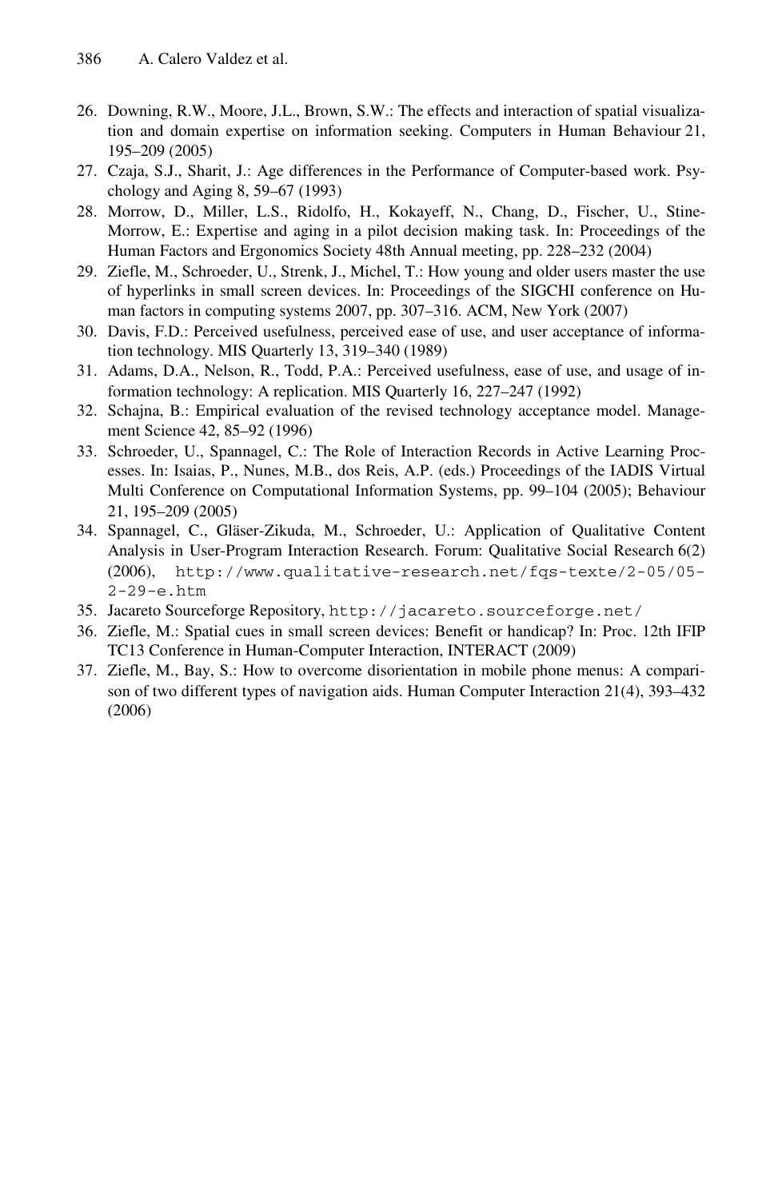26. Downing, R.W., Moore, J.L., Brown, S.W.: The effects and interaction of spatial visualization and domain expertise on information seeking. Computers in Human Behaviour 21, 195–209 (2005)
27. Czaja, S.J., Sharit, J.: Age differences in the Performance of Computer-based work. Psychology and Aging 8, 59–67 (1993)
28. Morrow, D., Miller, L.S., Ridolfo, H., Kokayeff, N., Chang, D., Fischer, U., Stine-Morrow, E.: Expertise and aging in a pilot decision making task. In: Proceedings of the Human Factors and Ergonomics Society 48th Annual meeting, pp. 228–232 (2004)
29. Ziefle, M., Schroeder, U., Strenk, J., Michel, T.: How young and older users master the use of hyperlinks in small screen devices. In: Proceedings of the SIGCHI conference on Human factors in computing systems 2007, pp. 307–316. ACM, New York (2007)
30. Davis, F.D.: Perceived usefulness, perceived ease of use, and user acceptance of information technology. MIS Quarterly 13, 319–340 (1989)
31. Adams, D.A., Nelson, R., Todd, P.A.: Perceived usefulness, ease of use, and usage of information technology: A replication. MIS Quarterly 16, 227–247 (1992)
32. Schajna, B.: Empirical evaluation of the revised technology acceptance model. Management Science 42, 85–92 (1996)
33. Schroeder, U., Spannagel, C.: The Role of Interaction Records in Active Learning Processes. In: Isaias, P., Nunes, M.B., dos Reis, A.P. (eds.) Proceedings of the IADIS Virtual Multi Conference on Computational Information Systems, pp. 99–104 (2005); Behaviour 21, 195–209 (2005)
34. Spannagel, C., Gläser-Zikuda, M., Schroeder, U.: Application of Qualitative Content Analysis in User-Program Interaction Research. Forum: Qualitative Social Research 6(2) (2006), http://www.qualitative-research.net/fqs-texte/2-05/05-2-29-e.htm
35. Jacareto Sourceforge Repository, http://jacareto.sourceforge.net/
36. Ziefle, M.: Spatial cues in small screen devices: Benefit or handicap? In: Proc. 12th IFIP TC13 Conference in Human-Computer Interaction, INTERACT (2009)
37. Ziefle, M., Bay, S.: How to overcome disorientation in mobile phone menus: A comparison of two different types of navigation aids. Human Computer Interaction 21(4), 393–432 (2006)